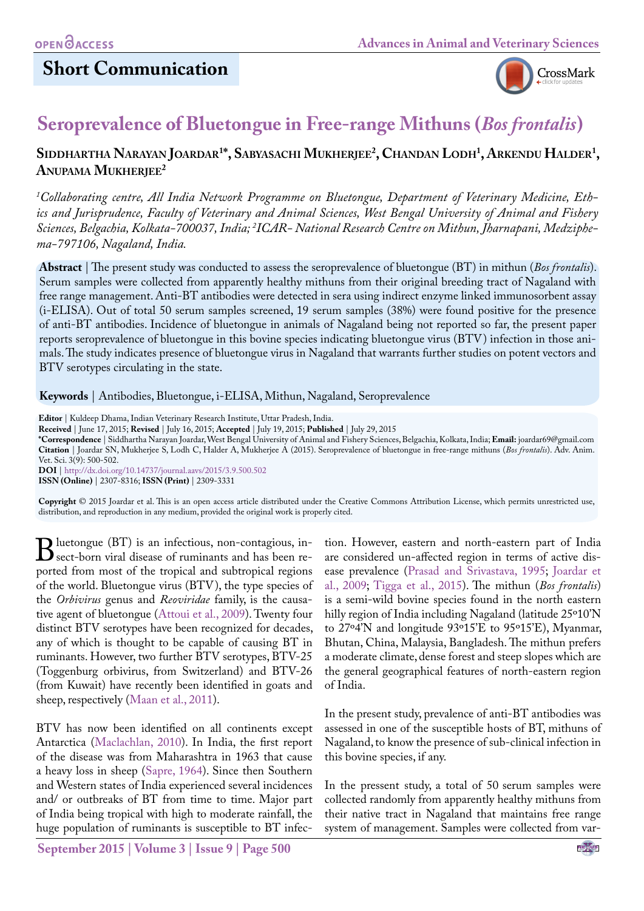OPEN ACCESS

## Short Communication

# Seroprevalence of Bluetongue in Free-range Mithuns (*Bos frontalis*)

**Siddhartha Narayan Joardar[1*], Sabyasachi Mukherjee[2], Chandan Lodh[1], Arkendu Halder[1], Anupama Mukherjee[2]**

*[1]Collaborating centre, All India Network Programme on Bluetongue, Department of Veterinary Medicine, Ethics and Jurisprudence, Faculty of Veterinary and Animal Sciences, West Bengal University of Animal and Fishery Sciences, Belgachia, Kolkata-700037, India; [2]ICAR- National Research Centre on Mithun, Jharnapani, Medziphema-797106, Nagaland, India.*

**Abstract** | The present study was conducted to assess the seroprevalence of bluetongue (BT) in mithun (*Bos frontalis*). Serum samples were collected from apparently healthy mithuns from their original breeding tract of Nagaland with free range management. Anti-BT antibodies were detected in sera using indirect enzyme linked immunosorbent assay (i-ELISA). Out of total 50 serum samples screened, 19 serum samples (38%) were found positive for the presence of anti-BT antibodies. Incidence of bluetongue in animals of Nagaland being not reported so far, the present paper reports seroprevalence of bluetongue in this bovine species indicating bluetongue virus (BTV) infection in those animals. The study indicates presence of bluetongue virus in Nagaland that warrants further studies on potent vectors and BTV serotypes circulating in the state.

**Keywords** | Antibodies, Bluetongue, i-ELISA, Mithun, Nagaland, Seroprevalence

**Editor** | Kuldeep Dhama, Indian Veterinary Research Institute, Uttar Pradesh, India.
**Received** | June 17, 2015; **Revised** | July 16, 2015; **Accepted** | July 19, 2015; **Published** | July 29, 2015
**\*Correspondence** | Siddhartha Narayan Joardar, West Bengal University of Animal and Fishery Sciences, Belgachia, Kolkata, India; **Email:** joardar69@gmail.com
**Citation** | Joardar SN, Mukherjee S, Lodh C, Halder A, Mukherjee A (2015). Seroprevalence of bluetongue in free-range mithuns (*Bos frontalis*). Adv. Anim. Vet. Sci. 3(9): 500-502.
**DOI** | http://dx.doi.org/10.14737/journal.aavs/2015/3.9.500.502
**ISSN (Online)** | 2307-8316; **ISSN (Print)** | 2309-3331

**Copyright** © 2015 Joardar et al. This is an open access article distributed under the Creative Commons Attribution License, which permits unrestricted use, distribution, and reproduction in any medium, provided the original work is properly cited.

Bluetongue (BT) is an infectious, non-contagious, insect-born viral disease of ruminants and has been reported from most of the tropical and subtropical regions of the world. Bluetongue virus (BTV), the type species of the *Orbivirus* genus and *Reoviridae* family, is the causative agent of bluetongue (Attoui et al., 2009). Twenty four distinct BTV serotypes have been recognized for decades, any of which is thought to be capable of causing BT in ruminants. However, two further BTV serotypes, BTV-25 (Toggenburg orbivirus, from Switzerland) and BTV-26 (from Kuwait) have recently been identified in goats and sheep, respectively (Maan et al., 2011).

BTV has now been identified on all continents except Antarctica (Maclachlan, 2010). In India, the first report of the disease was from Maharashtra in 1963 that cause a heavy loss in sheep (Sapre, 1964). Since then Southern and Western states of India experienced several incidences and/ or outbreaks of BT from time to time. Major part of India being tropical with high to moderate rainfall, the huge population of ruminants is susceptible to BT infection. However, eastern and north-eastern part of India are considered un-affected region in terms of active disease prevalence (Prasad and Srivastava, 1995; Joardar et al., 2009; Tigga et al., 2015). The mithun (*Bos frontalis*) is a semi-wild bovine species found in the north eastern hilly region of India including Nagaland (latitude 25º10'N to 27º4'N and longitude 93º15'E to 95º15'E), Myanmar, Bhutan, China, Malaysia, Bangladesh. The mithun prefers a moderate climate, dense forest and steep slopes which are the general geographical features of north-eastern region of India.

In the present study, prevalence of anti-BT antibodies was assessed in one of the susceptible hosts of BT, mithuns of Nagaland, to know the presence of sub-clinical infection in this bovine species, if any.

In the pressent study, a total of 50 serum samples were collected randomly from apparently healthy mithuns from their native tract in Nagaland that maintains free range system of management. Samples were collected from var-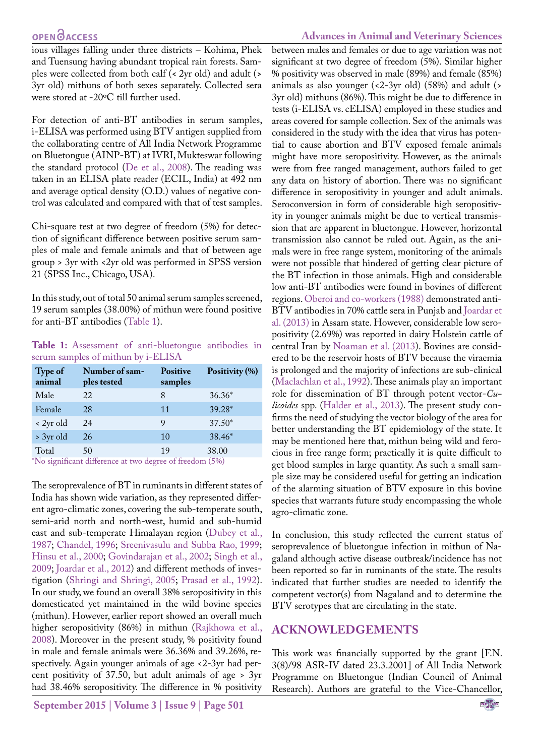ious villages falling under three districts – Kohima, Phek and Tuensung having abundant tropical rain forests. Samples were collected from both calf (< 2yr old) and adult (> 3yr old) mithuns of both sexes separately. Collected sera were stored at -20ºC till further used.

For detection of anti-BT antibodies in serum samples, i-ELISA was performed using BTV antigen supplied from the collaborating centre of All India Network Programme on Bluetongue (AINP-BT) at IVRI, Mukteswar following the standard protocol (De et al., 2008). The reading was taken in an ELISA plate reader (ECIL, India) at 492 nm and average optical density (O.D.) values of negative control was calculated and compared with that of test samples.

Chi-square test at two degree of freedom (5%) for detection of significant difference between positive serum samples of male and female animals and that of between age group > 3yr with <2yr old was performed in SPSS version 21 (SPSS Inc., Chicago, USA).

In this study, out of total 50 animal serum samples screened, 19 serum samples (38.00%) of mithun were found positive for anti-BT antibodies (Table 1).

**Table 1:** Assessment of anti-bluetongue antibodies in serum samples of mithun by i-ELISA

| Type of animal | Number of samples tested | Positive samples | Positivity (%) |
|---|---|---|---|
| Male | 22 | 8 | 36.36* |
| Female | 28 | 11 | 39.28* |
| < 2yr old | 24 | 9 | 37.50* |
| > 3yr old | 26 | 10 | 38.46* |
| Total | 50 | 19 | 38.00 |

*No significant difference at two degree of freedom (5%)

The seroprevalence of BT in ruminants in different states of India has shown wide variation, as they represented different agro-climatic zones, covering the sub-temperate south, semi-arid north and north-west, humid and sub-humid east and sub-temperate Himalayan region (Dubey et al., 1987; Chandel, 1996; Sreenivasulu and Subba Rao, 1999; Hinsu et al., 2000; Govindarajan et al., 2002; Singh et al., 2009; Joardar et al., 2012) and different methods of investigation (Shringi and Shringi, 2005; Prasad et al., 1992). In our study, we found an overall 38% seropositivity in this domesticated yet maintained in the wild bovine species (mithun). However, earlier report showed an overall much higher seropositivity (86%) in mithun (Rajkhowa et al., 2008). Moreover in the present study, % positivity found in male and female animals were 36.36% and 39.26%, respectively. Again younger animals of age <2-3yr had percent positivity of 37.50, but adult animals of age > 3yr had 38.46% seropositivity. The difference in % positivity between males and females or due to age variation was not significant at two degree of freedom (5%). Similar higher % positivity was observed in male (89%) and female (85%) animals as also younger (<2-3yr old) (58%) and adult (> 3yr old) mithuns (86%). This might be due to difference in tests (i-ELISA vs. cELISA) employed in these studies and areas covered for sample collection. Sex of the animals was considered in the study with the idea that virus has potential to cause abortion and BTV exposed female animals might have more seropositivity. However, as the animals were from free ranged management, authors failed to get any data on history of abortion. There was no significant difference in seropositivity in younger and adult animals. Seroconversion in form of considerable high seropositivity in younger animals might be due to vertical transmission that are apparent in bluetongue. However, horizontal transmission also cannot be ruled out. Again, as the animals were in free range system, monitoring of the animals were not possible that hindered of getting clear picture of the BT infection in those animals. High and considerable low anti-BT antibodies were found in bovines of different regions. Oberoi and co-workers (1988) demonstrated anti-BTV antibodies in 70% cattle sera in Punjab and Joardar et al. (2013) in Assam state. However, considerable low seropositivity (2.69%) was reported in dairy Holstein cattle of central Iran by Noaman et al. (2013). Bovines are considered to be the reservoir hosts of BTV because the viraemia is prolonged and the majority of infections are sub-clinical (Maclachlan et al., 1992). These animals play an important role for dissemination of BT through potent vector-*Culicoides* spp. (Halder et al., 2013). The present study confirms the need of studying the vector biology of the area for better understanding the BT epidemiology of the state. It may be mentioned here that, mithun being wild and ferocious in free range form; practically it is quite difficult to get blood samples in large quantity. As such a small sample size may be considered useful for getting an indication of the alarming situation of BTV exposure in this bovine species that warrants future study encompassing the whole agro-climatic zone.

In conclusion, this study reflected the current status of seroprevalence of bluetongue infection in mithun of Nagaland although active disease outbreak/incidence has not been reported so far in ruminants of the state. The results indicated that further studies are needed to identify the competent vector(s) from Nagaland and to determine the BTV serotypes that are circulating in the state.

## ACKNOWLEDGEMENTS

This work was financially supported by the grant [F.N. 3(8)/98 ASR-IV dated 23.3.2001] of All India Network Programme on Bluetongue (Indian Council of Animal Research). Authors are grateful to the Vice-Chancellor,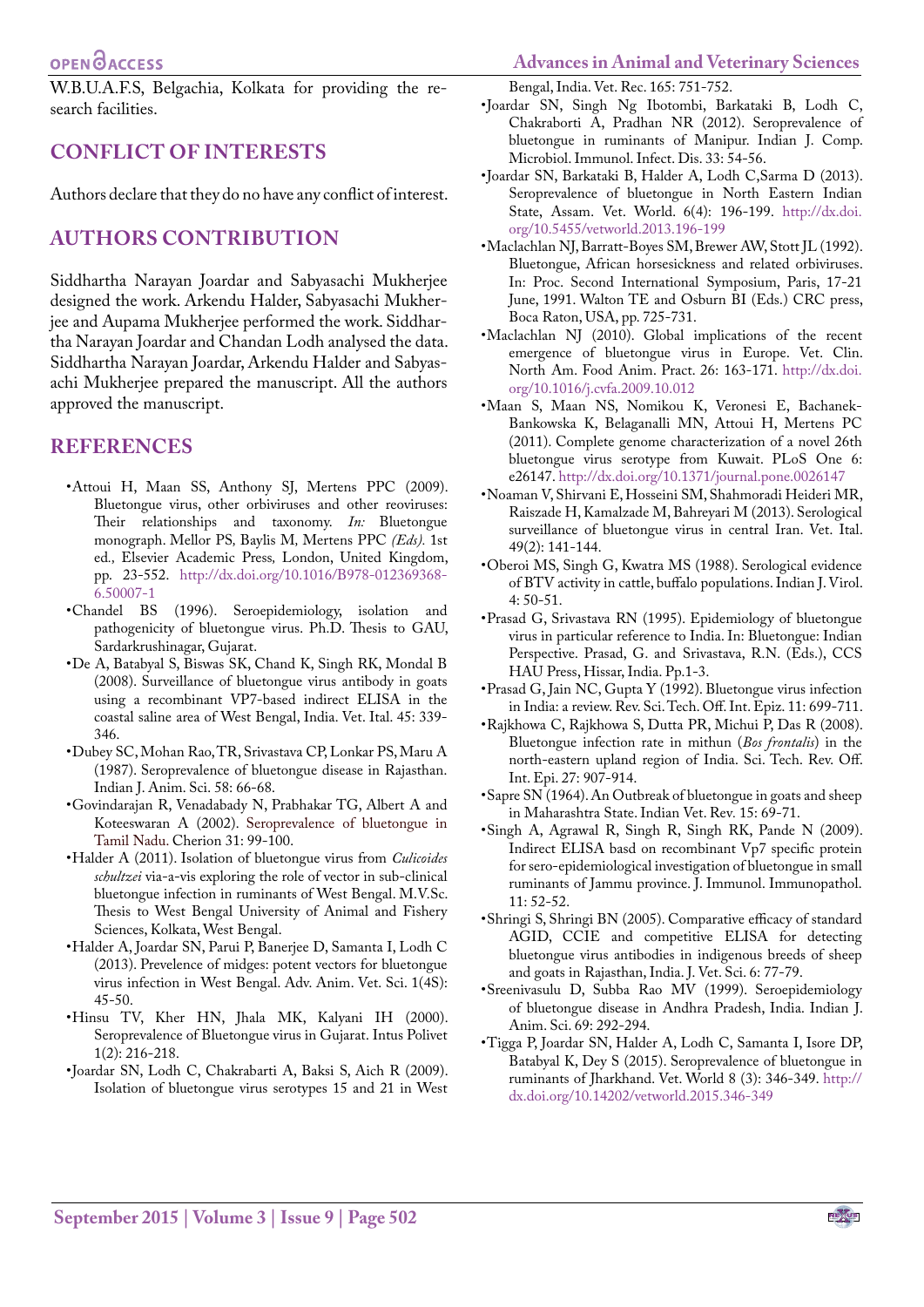W.B.U.A.F.S, Belgachia, Kolkata for providing the research facilities.

## CONFLICT OF INTERESTS

Authors declare that they do no have any conflict of interest.

## AUTHORS CONTRIBUTION

Siddhartha Narayan Joardar and Sabyasachi Mukherjee designed the work. Arkendu Halder, Sabyasachi Mukherjee and Aupama Mukherjee performed the work. Siddhartha Narayan Joardar and Chandan Lodh analysed the data. Siddhartha Narayan Joardar, Arkendu Halder and Sabyasachi Mukherjee prepared the manuscript. All the authors approved the manuscript.

## REFERENCES

- Attoui H, Maan SS, Anthony SJ, Mertens PPC (2009). Bluetongue virus, other orbiviruses and other reoviruses: Their relationships and taxonomy. *In:* Bluetongue monograph. Mellor PS, Baylis M, Mertens PPC *(Eds).* 1st ed., Elsevier Academic Press, London, United Kingdom, pp. 23-552. http://dx.doi.org/10.1016/B978-012369368-6.50007-1
- Chandel BS (1996). Seroepidemiology, isolation and pathogenicity of bluetongue virus. Ph.D. Thesis to GAU, Sardarkrushinagar, Gujarat.
- De A, Batabyal S, Biswas SK, Chand K, Singh RK, Mondal B (2008). Surveillance of bluetongue virus antibody in goats using a recombinant VP7-based indirect ELISA in the coastal saline area of West Bengal, India. Vet. Ital. 45: 339-346.
- Dubey SC, Mohan Rao, TR, Srivastava CP, Lonkar PS, Maru A (1987). Seroprevalence of bluetongue disease in Rajasthan. Indian J. Anim. Sci. 58: 66-68.
- Govindarajan R, Venadabady N, Prabhakar TG, Albert A and Koteeswaran A (2002). Seroprevalence of bluetongue in Tamil Nadu. Cherion 31: 99-100.
- Halder A (2011). Isolation of bluetongue virus from *Culicoides schultzei* via-a-vis exploring the role of vector in sub-clinical bluetongue infection in ruminants of West Bengal. M.V.Sc. Thesis to West Bengal University of Animal and Fishery Sciences, Kolkata, West Bengal.
- Halder A, Joardar SN, Parui P, Banerjee D, Samanta I, Lodh C (2013). Prevelence of midges: potent vectors for bluetongue virus infection in West Bengal. Adv. Anim. Vet. Sci. 1(4S): 45-50.
- Hinsu TV, Kher HN, Jhala MK, Kalyani IH (2000). Seroprevalence of Bluetongue virus in Gujarat. Intus Polivet 1(2): 216-218.
- Joardar SN, Lodh C, Chakrabarti A, Baksi S, Aich R (2009). Isolation of bluetongue virus serotypes 15 and 21 in West Bengal, India. Vet. Rec. 165: 751-752.
- Joardar SN, Singh Ng Ibotombi, Barkataki B, Lodh C, Chakraborti A, Pradhan NR (2012). Seroprevalence of bluetongue in ruminants of Manipur. Indian J. Comp. Microbiol. Immunol. Infect. Dis. 33: 54-56.
- Joardar SN, Barkataki B, Halder A, Lodh C,Sarma D (2013). Seroprevalence of bluetongue in North Eastern Indian State, Assam. Vet. World. 6(4): 196-199. http://dx.doi.org/10.5455/vetworld.2013.196-199
- Maclachlan NJ, Barratt-Boyes SM, Brewer AW, Stott JL (1992). Bluetongue, African horsesickness and related orbiviruses. In: Proc. Second International Symposium, Paris, 17-21 June, 1991. Walton TE and Osburn BI (Eds.) CRC press, Boca Raton, USA, pp. 725-731.
- Maclachlan NJ (2010). Global implications of the recent emergence of bluetongue virus in Europe. Vet. Clin. North Am. Food Anim. Pract. 26: 163-171. http://dx.doi.org/10.1016/j.cvfa.2009.10.012
- Maan S, Maan NS, Nomikou K, Veronesi E, Bachanek-Bankowska K, Belaganalli MN, Attoui H, Mertens PC (2011). Complete genome characterization of a novel 26th bluetongue virus serotype from Kuwait. PLoS One 6: e26147. http://dx.doi.org/10.1371/journal.pone.0026147
- Noaman V, Shirvani E, Hosseini SM, Shahmoradi Heideri MR, Raiszade H, Kamalzade M, Bahreyari M (2013). Serological surveillance of bluetongue virus in central Iran. Vet. Ital. 49(2): 141-144.
- Oberoi MS, Singh G, Kwatra MS (1988). Serological evidence of BTV activity in cattle, buffalo populations. Indian J. Virol. 4: 50-51.
- Prasad G, Srivastava RN (1995). Epidemiology of bluetongue virus in particular reference to India. In: Bluetongue: Indian Perspective. Prasad, G. and Srivastava, R.N. (Eds.), CCS HAU Press, Hissar, India. Pp.1-3.
- Prasad G, Jain NC, Gupta Y (1992). Bluetongue virus infection in India: a review. Rev. Sci. Tech. Off. Int. Epiz. 11: 699-711.
- Rajkhowa C, Rajkhowa S, Dutta PR, Michui P, Das R (2008). Bluetongue infection rate in mithun (*Bos frontalis*) in the north-eastern upland region of India. Sci. Tech. Rev. Off. Int. Epi. 27: 907-914.
- Sapre SN (1964). An Outbreak of bluetongue in goats and sheep in Maharashtra State. Indian Vet. Rev. 15: 69-71.
- Singh A, Agrawal R, Singh R, Singh RK, Pande N (2009). Indirect ELISA basd on recombinant Vp7 specific protein for sero-epidemiological investigation of bluetongue in small ruminants of Jammu province. J. Immunol. Immunopathol. 11: 52-52.
- Shringi S, Shringi BN (2005). Comparative efficacy of standard AGID, CCIE and competitive ELISA for detecting bluetongue virus antibodies in indigenous breeds of sheep and goats in Rajasthan, India. J. Vet. Sci. 6: 77-79.
- Sreenivasulu D, Subba Rao MV (1999). Seroepidemiology of bluetongue disease in Andhra Pradesh, India. Indian J. Anim. Sci. 69: 292-294.
- Tigga P, Joardar SN, Halder A, Lodh C, Samanta I, Isore DP, Batabyal K, Dey S (2015). Seroprevalence of bluetongue in ruminants of Jharkhand. Vet. World 8 (3): 346-349. http://dx.doi.org/10.14202/vetworld.2015.346-349